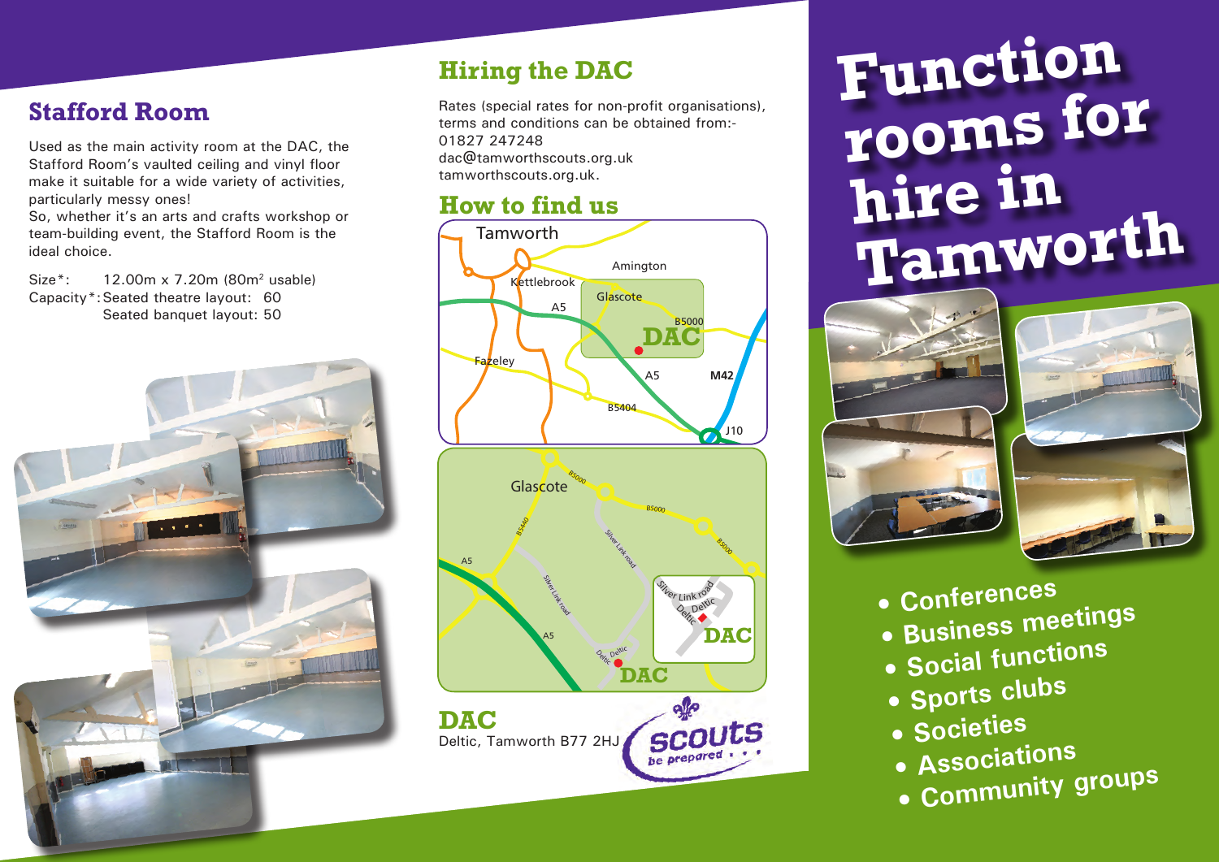## Stafford Room

Used as the main activity room at the DAC, the Stafford Room's vaulted ceiling and vinyl floor make it suitable for a wide variety of activities, particularly messy ones!
So, whether it's an arts and crafts workshop or team-building event, the Stafford Room is the ideal choice.

Size*: 12.00m x 7.20m (80m² usable)
Capacity*: Seated theatre layout: 60
Seated banquet layout: 50

## Hiring the DAC

Rates (special rates for non-profit organisations), terms and conditions can be obtained from:-
01827 247248
dac@tamworthscouts.org.uk
tamworthscouts.org.uk.

## How to find us

**DAC**
Deltic, Tamworth B77 2HJ

# Function rooms for hire in Tamworth

- Conferences
- Business meetings
- Social functions
- Sports clubs
- Societies
- Associations
- Community groups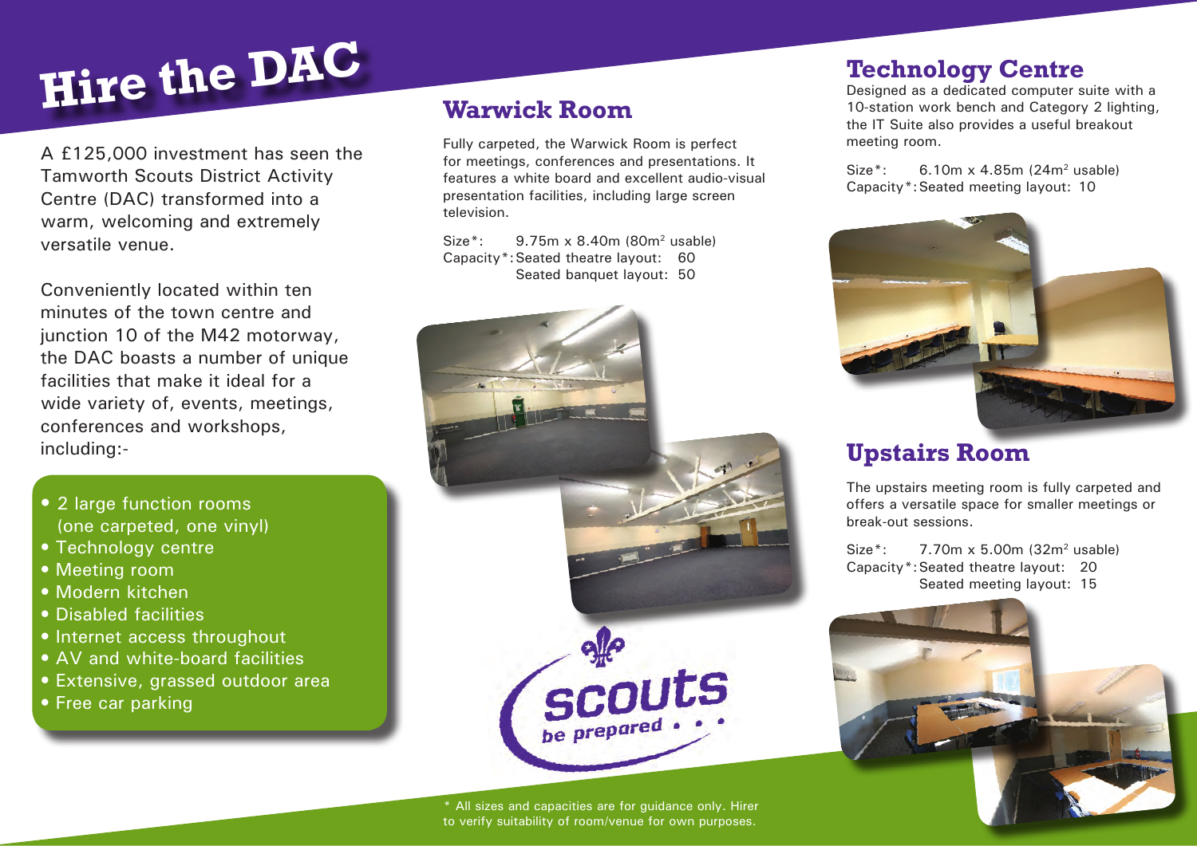# Hire the DAC

A £125,000 investment has seen the Tamworth Scouts District Activity Centre (DAC) transformed into a warm, welcoming and extremely versatile venue.

Conveniently located within ten minutes of the town centre and junction 10 of the M42 motorway, the DAC boasts a number of unique facilities that make it ideal for a wide variety of, events, meetings, conferences and workshops, including:-

- 2 large function rooms (one carpeted, one vinyl)
- Technology centre
- Meeting room
- Modern kitchen
- Disabled facilities
- Internet access throughout
- AV and white-board facilities
- Extensive, grassed outdoor area
- Free car parking

## Warwick Room

Fully carpeted, the Warwick Room is perfect for meetings, conferences and presentations. It features a white board and excellent audio-visual presentation facilities, including large screen television.

Size*: 9.75m x 8.40m (80m$^2$ usable)
Capacity*: Seated theatre layout: 60
Seated banquet layout: 50

scouts
be prepared . . .

## Technology Centre

Designed as a dedicated computer suite with a 10-station work bench and Category 2 lighting, the IT Suite also provides a useful breakout meeting room.

Size*: 6.10m x 4.85m (24m$^2$ usable)
Capacity*: Seated meeting layout: 10

## Upstairs Room

The upstairs meeting room is fully carpeted and offers a versatile space for smaller meetings or break-out sessions.

Size*: 7.70m x 5.00m (32m$^2$ usable)
Capacity*: Seated theatre layout: 20
Seated meeting layout: 15

* All sizes and capacities are for guidance only. Hirer to verify suitability of room/venue for own purposes.